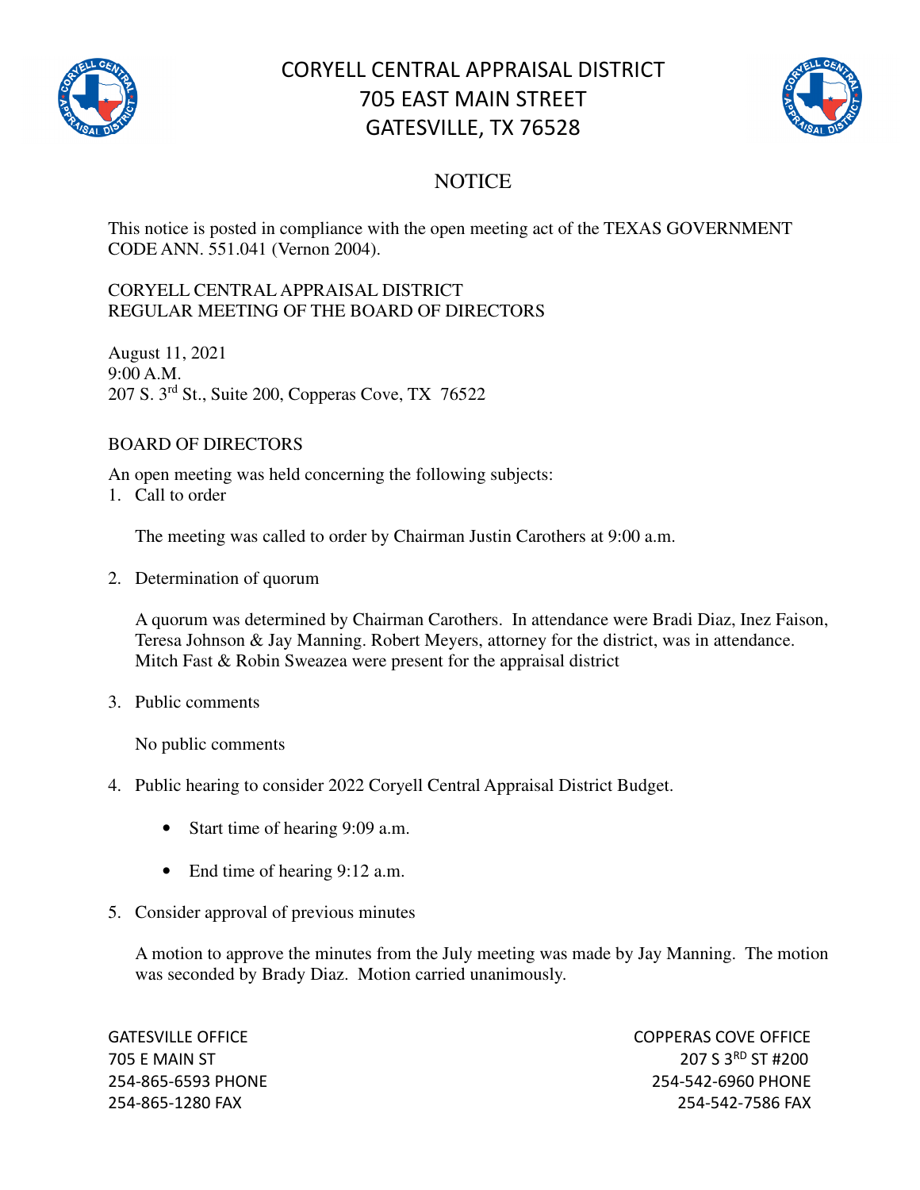# CORYELL CENTRAL APPRAISAL DISTRICT
# 705 EAST MAIN STREET
# GATESVILLE, TX 76528

## NOTICE

This notice is posted in compliance with the open meeting act of the TEXAS GOVERNMENT CODE ANN. 551.041 (Vernon 2004).

CORYELL CENTRAL APPRAISAL DISTRICT
REGULAR MEETING OF THE BOARD OF DIRECTORS

August 11, 2021
9:00 A.M.
207 S. 3rd St., Suite 200, Copperas Cove, TX 76522

BOARD OF DIRECTORS

An open meeting was held concerning the following subjects:

1. Call to order

   The meeting was called to order by Chairman Justin Carothers at 9:00 a.m.

2. Determination of quorum

   A quorum was determined by Chairman Carothers. In attendance were Bradi Diaz, Inez Faison, Teresa Johnson & Jay Manning. Robert Meyers, attorney for the district, was in attendance. Mitch Fast & Robin Sweazea were present for the appraisal district

3. Public comments

   No public comments

4. Public hearing to consider 2022 Coryell Central Appraisal District Budget.

   - Start time of hearing 9:09 a.m.
   - End time of hearing 9:12 a.m.

5. Consider approval of previous minutes

   A motion to approve the minutes from the July meeting was made by Jay Manning. The motion was seconded by Brady Diaz. Motion carried unanimously.

GATESVILLE OFFICE
705 E MAIN ST
254-865-6593 PHONE
254-865-1280 FAX

COPPERAS COVE OFFICE
207 S 3RD ST #200
254-542-6960 PHONE
254-542-7586 FAX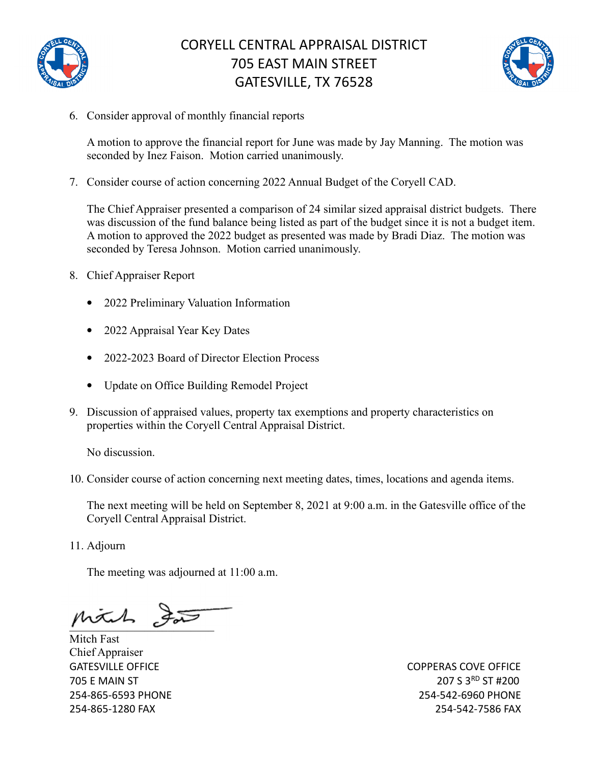6. Consider approval of monthly financial reports

   A motion to approve the financial report for June was made by Jay Manning. The motion was seconded by Inez Faison. Motion carried unanimously.

7. Consider course of action concerning 2022 Annual Budget of the Coryell CAD.

   The Chief Appraiser presented a comparison of 24 similar sized appraisal district budgets. There was discussion of the fund balance being listed as part of the budget since it is not a budget item. A motion to approved the 2022 budget as presented was made by Bradi Diaz. The motion was seconded by Teresa Johnson. Motion carried unanimously.

8. Chief Appraiser Report

   - 2022 Preliminary Valuation Information
   - 2022 Appraisal Year Key Dates
   - 2022-2023 Board of Director Election Process
   - Update on Office Building Remodel Project

9. Discussion of appraised values, property tax exemptions and property characteristics on properties within the Coryell Central Appraisal District.

   No discussion.

10. Consider course of action concerning next meeting dates, times, locations and agenda items.

    The next meeting will be held on September 8, 2021 at 9:00 a.m. in the Gatesville office of the Coryell Central Appraisal District.

11. Adjourn

    The meeting was adjourned at 11:00 a.m.

Mitch Fast
Chief Appraiser

GATESVILLE OFFICE
705 E MAIN ST
254-865-6593 PHONE
254-865-1280 FAX

COPPERAS COVE OFFICE
207 S 3RD ST #200
254-542-6960 PHONE
254-542-7586 FAX